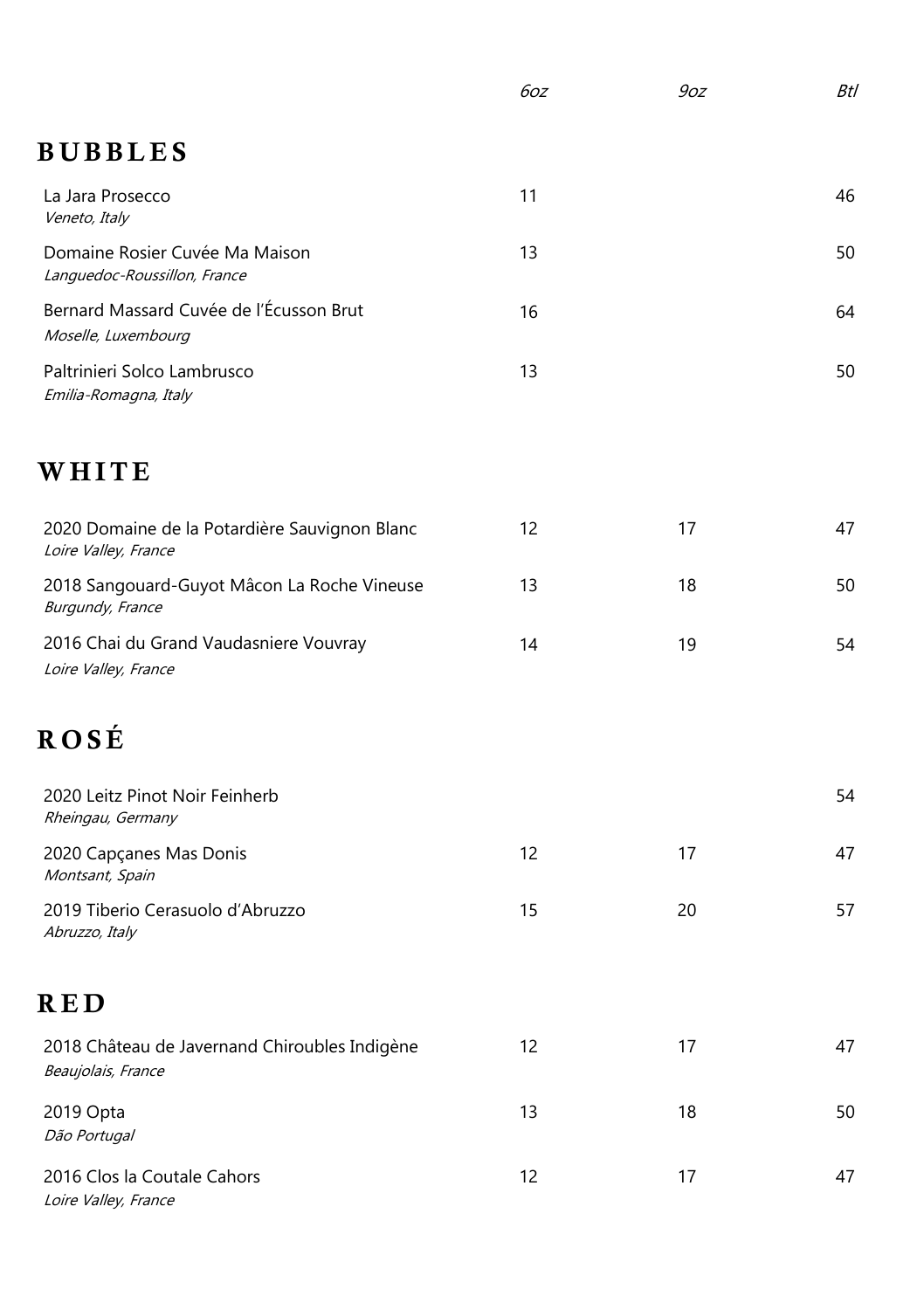| | 6oz | 9oz | Btl |
|---|---|---|---|

## BUBBLES

| | 6oz | 9oz | Btl |
|---|---|---|---|
| La Jara Prosecco<br>*Veneto, Italy* | 11 | | 46 |
| Domaine Rosier Cuvée Ma Maison<br>*Languedoc-Roussillon, France* | 13 | | 50 |
| Bernard Massard Cuvée de l'Écusson Brut<br>*Moselle, Luxembourg* | 16 | | 64 |
| Paltrinieri Solco Lambrusco<br>*Emilia-Romagna, Italy* | 13 | | 50 |

## WHITE

| | 6oz | 9oz | Btl |
|---|---|---|---|
| 2020 Domaine de la Potardière Sauvignon Blanc<br>*Loire Valley, France* | 12 | 17 | 47 |
| 2018 Sangouard-Guyot Mâcon La Roche Vineuse<br>*Burgundy, France* | 13 | 18 | 50 |
| 2016 Chai du Grand Vaudasniere Vouvray<br>*Loire Valley, France* | 14 | 19 | 54 |

## ROSÉ

| | 6oz | 9oz | Btl |
|---|---|---|---|
| 2020 Leitz Pinot Noir Feinherb<br>*Rheingau, Germany* | | | 54 |
| 2020 Capçanes Mas Donis<br>*Montsant, Spain* | 12 | 17 | 47 |
| 2019 Tiberio Cerasuolo d'Abruzzo<br>*Abruzzo, Italy* | 15 | 20 | 57 |

## RED

| | 6oz | 9oz | Btl |
|---|---|---|---|
| 2018 Château de Javernand Chiroubles Indigène<br>*Beaujolais, France* | 12 | 17 | 47 |
| 2019 Opta<br>*Dão Portugal* | 13 | 18 | 50 |
| 2016 Clos la Coutale Cahors<br>*Loire Valley, France* | 12 | 17 | 47 |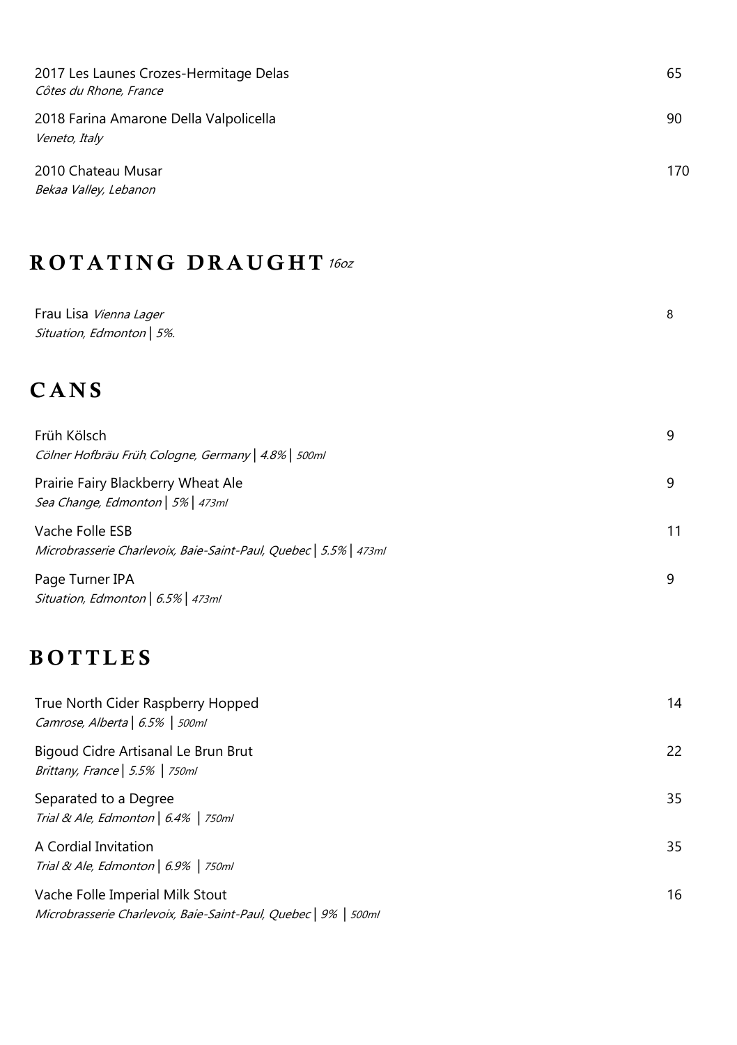2017 Les Launes Crozes-Hermitage Delas — 65
*Côtes du Rhone, France*

2018 Farina Amarone Della Valpolicella — 90
*Veneto, Italy*

2010 Chateau Musar — 170
*Bekaa Valley, Lebanon*

## ROTATING DRAUGHT *16oz*

Frau Lisa *Vienna Lager* — 8
*Situation, Edmonton | 5%.*

## CANS

Früh Kölsch — 9
*Cölner Hofbräu Früh, Cologne, Germany | 4.8% | 500ml*

Prairie Fairy Blackberry Wheat Ale — 9
*Sea Change, Edmonton | 5% | 473ml*

Vache Folle ESB — 11
*Microbrasserie Charlevoix, Baie-Saint-Paul, Quebec | 5.5% | 473ml*

Page Turner IPA — 9
*Situation, Edmonton | 6.5% | 473ml*

## BOTTLES

True North Cider Raspberry Hopped — 14
*Camrose, Alberta | 6.5% | 500ml*

Bigoud Cidre Artisanal Le Brun Brut — 22
*Brittany, France | 5.5% | 750ml*

Separated to a Degree — 35
*Trial & Ale, Edmonton | 6.4% | 750ml*

A Cordial Invitation — 35
*Trial & Ale, Edmonton | 6.9% | 750ml*

Vache Folle Imperial Milk Stout — 16
*Microbrasserie Charlevoix, Baie-Saint-Paul, Quebec | 9% | 500ml*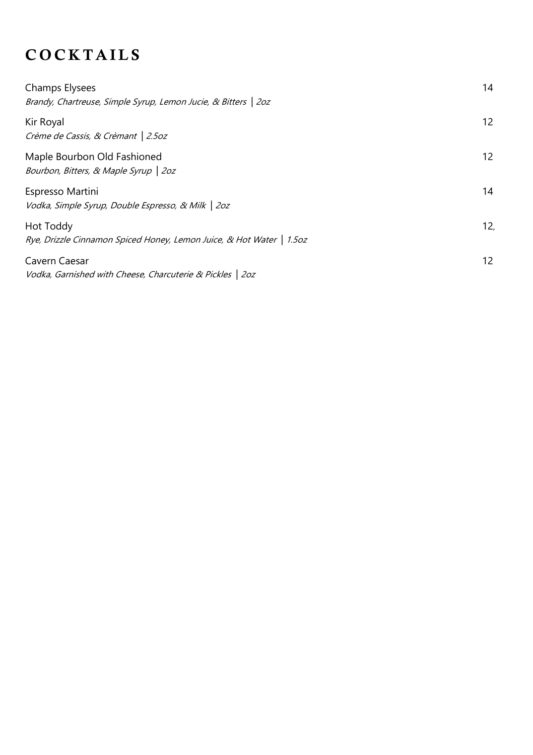# COCKTAILS

Champs Elysees 14
*Brandy, Chartreuse, Simple Syrup, Lemon Jucie, & Bitters | 2oz*

Kir Royal 12
*Crème de Cassis, & Crèmant | 2.5oz*

Maple Bourbon Old Fashioned 12
*Bourbon, Bitters, & Maple Syrup | 2oz*

Espresso Martini 14
*Vodka, Simple Syrup, Double Espresso, & Milk | 2oz*

Hot Toddy 12,
*Rye, Drizzle Cinnamon Spiced Honey, Lemon Juice, & Hot Water | 1.5oz*

Cavern Caesar 12
*Vodka, Garnished with Cheese, Charcuterie & Pickles | 2oz*